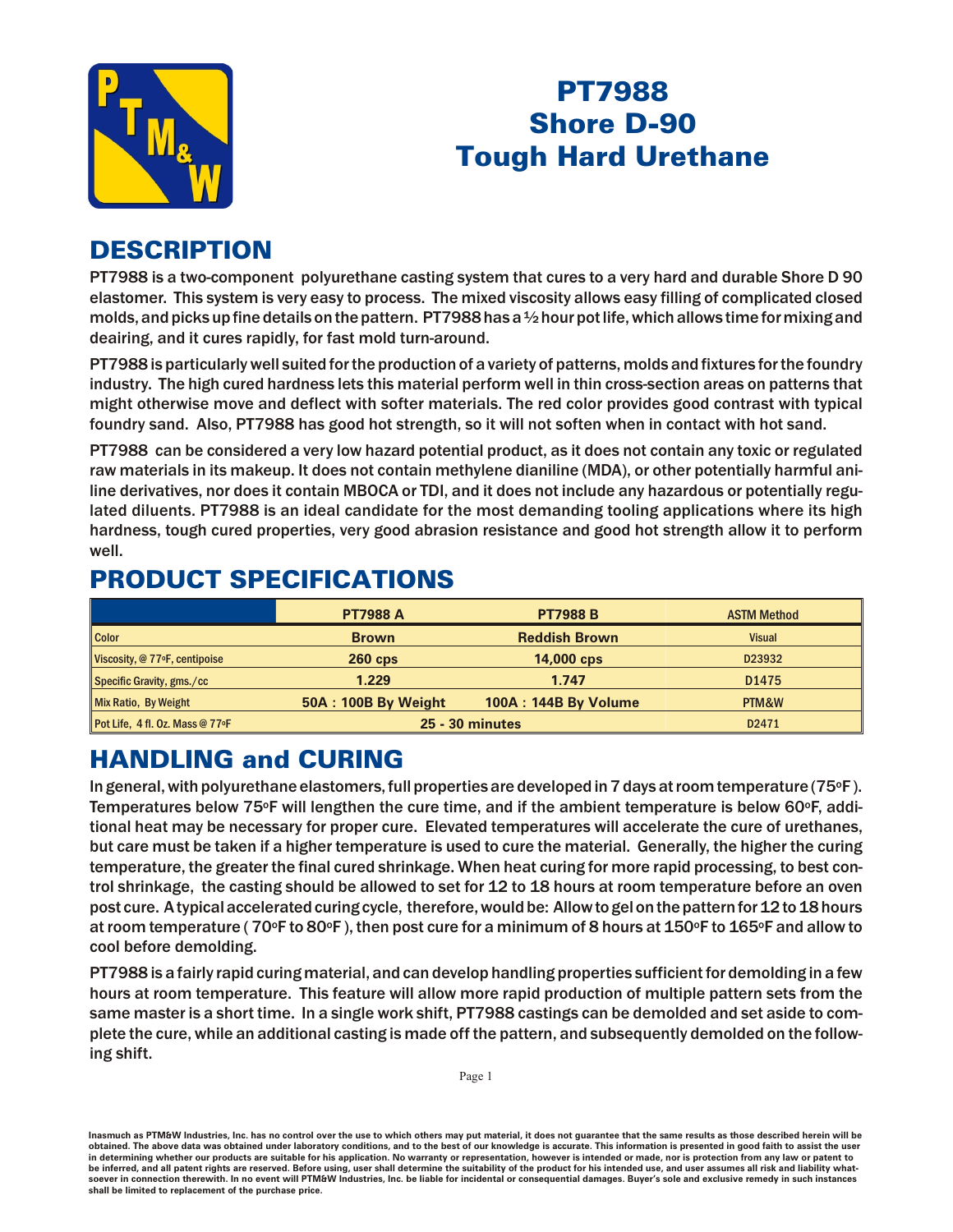# PT7988
# Shore D-90
# Tough Hard Urethane

## DESCRIPTION

PT7988 is a two-component polyurethane casting system that cures to a very hard and durable Shore D 90 elastomer. This system is very easy to process. The mixed viscosity allows easy filling of complicated closed molds, and picks up fine details on the pattern. PT7988 has a ½ hour pot life, which allows time for mixing and deairing, and it cures rapidly, for fast mold turn-around.

PT7988 is particularly well suited for the production of a variety of patterns, molds and fixtures for the foundry industry. The high cured hardness lets this material perform well in thin cross-section areas on patterns that might otherwise move and deflect with softer materials. The red color provides good contrast with typical foundry sand. Also, PT7988 has good hot strength, so it will not soften when in contact with hot sand.

PT7988 can be considered a very low hazard potential product, as it does not contain any toxic or regulated raw materials in its makeup. It does not contain methylene dianiline (MDA), or other potentially harmful aniline derivatives, nor does it contain MBOCA or TDI, and it does not include any hazardous or potentially regulated diluents. PT7988 is an ideal candidate for the most demanding tooling applications where its high hardness, tough cured properties, very good abrasion resistance and good hot strength allow it to perform well.

## PRODUCT SPECIFICATIONS

| | PT7988 A | PT7988 B | ASTM Method |
|---|---|---|---|
| Color | Brown | Reddish Brown | Visual |
| Viscosity, @ 77°F, centipoise | 260 cps | 14,000 cps | D23932 |
| Specific Gravity, gms./cc | 1.229 | 1.747 | D1475 |
| Mix Ratio, By Weight | 50A : 100B By Weight | 100A : 144B By Volume | PTM&W |
| Pot Life, 4 fl. Oz. Mass @ 77°F | 25 - 30 minutes | | D2471 |

## HANDLING and CURING

In general, with polyurethane elastomers, full properties are developed in 7 days at room temperature (75°F). Temperatures below 75°F will lengthen the cure time, and if the ambient temperature is below 60°F, additional heat may be necessary for proper cure. Elevated temperatures will accelerate the cure of urethanes, but care must be taken if a higher temperature is used to cure the material. Generally, the higher the curing temperature, the greater the final cured shrinkage. When heat curing for more rapid processing, to best control shrinkage, the casting should be allowed to set for 12 to 18 hours at room temperature before an oven post cure. A typical accelerated curing cycle, therefore, would be: Allow to gel on the pattern for 12 to 18 hours at room temperature ( 70°F to 80°F ), then post cure for a minimum of 8 hours at 150°F to 165°F and allow to cool before demolding.

PT7988 is a fairly rapid curing material, and can develop handling properties sufficient for demolding in a few hours at room temperature. This feature will allow more rapid production of multiple pattern sets from the same master is a short time. In a single work shift, PT7988 castings can be demolded and set aside to complete the cure, while an additional casting is made off the pattern, and subsequently demolded on the following shift.

Inasmuch as PTM&W Industries, Inc. has no control over the use to which others may put material, it does not guarantee that the same results as those described herein will be obtained. The above data was obtained under laboratory conditions, and to the best of our knowledge is accurate. This information is presented in good faith to assist the user in determining whether our products are suitable for his application. No warranty or representation, however is intended or made, nor is protection from any law or patent to be inferred, and all patent rights are reserved. Before using, user shall determine the suitability of the product for his intended use, and user assumes all risk and liability whatsoever in connection therewith. In no event will PTM&W Industries, Inc. be liable for incidental or consequential damages. Buyer's sole and exclusive remedy in such instances shall be limited to replacement of the purchase price.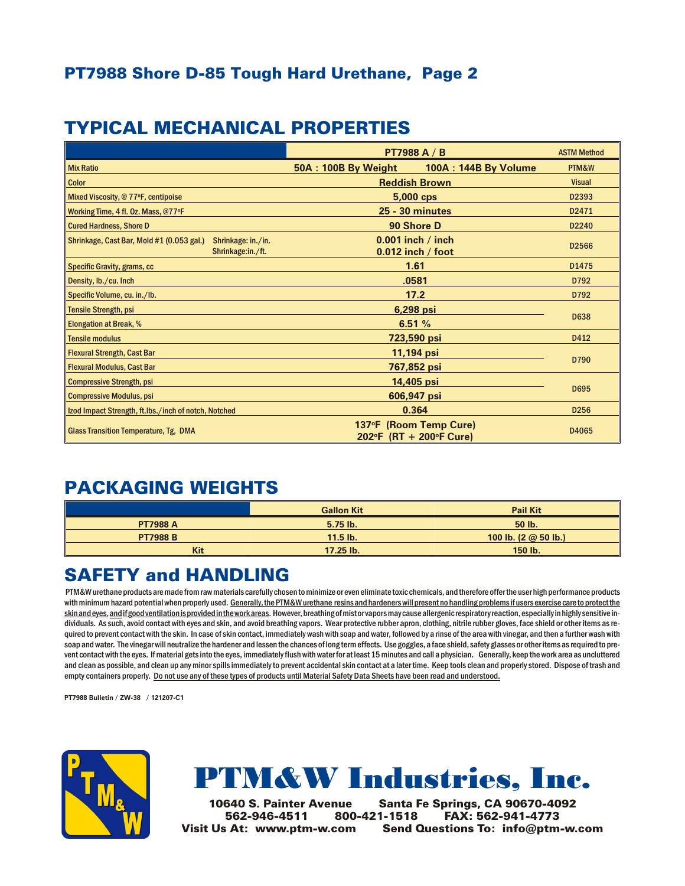# PT7988 Shore D-85 Tough Hard Urethane, Page 2

## TYPICAL MECHANICAL PROPERTIES

| | PT7988 A / B | ASTM Method |
|---|---|---|
| Mix Ratio | 50A : 100B By Weight 100A : 144B By Volume | PTM&W |
| Color | Reddish Brown | Visual |
| Mixed Viscosity, @ 77°F, centipoise | 5,000 cps | D2393 |
| Working Time, 4 fl. Oz. Mass, @77°F | 25 - 30 minutes | D2471 |
| Cured Hardness, Shore D | 90 Shore D | D2240 |
| Shrinkage, Cast Bar, Mold #1 (0.053 gal.) Shrinkage: in./in. Shrinkage:in./ft. | 0.001 inch / inch 0.012 inch / foot | D2566 |
| Specific Gravity, grams, cc | 1.61 | D1475 |
| Density, lb./cu. Inch | .0581 | D792 |
| Specific Volume, cu. in./lb. | 17.2 | D792 |
| Tensile Strength, psi | 6,298 psi | D638 |
| Elongation at Break, % | 6.51 % | D638 |
| Tensile modulus | 723,590 psi | D412 |
| Flexural Strength, Cast Bar | 11,194 psi | D790 |
| Flexural Modulus, Cast Bar | 767,852 psi | D790 |
| Compressive Strength, psi | 14,405 psi | D695 |
| Compressive Modulus, psi | 606,947 psi | D695 |
| Izod Impact Strength, ft.lbs./inch of notch, Notched | 0.364 | D256 |
| Glass Transition Temperature, Tg, DMA | 137°F (Room Temp Cure) 202°F (RT + 200°F Cure) | D4065 |

## PACKAGING WEIGHTS

| | Gallon Kit | Pail Kit |
|---|---|---|
| PT7988 A | 5.75 lb. | 50 lb. |
| PT7988 B | 11.5 lb. | 100 lb. (2 @ 50 lb.) |
| Kit | 17.25 lb. | 150 lb. |

## SAFETY and HANDLING

PTM&W urethane products are made from raw materials carefully chosen to minimize or even eliminate toxic chemicals, and therefore offer the user high performance products with minimum hazard potential when properly used. Generally, the PTM&W urethane resins and hardeners will present no handling problems if users exercise care to protect the skin and eyes, and if good ventilation is provided in the work areas. However, breathing of mist or vapors may cause allergenic respiratory reaction, especially in highly sensitive individuals. As such, avoid contact with eyes and skin, and avoid breathing vapors. Wear protective rubber apron, clothing, nitrile rubber gloves, face shield or other items as required to prevent contact with the skin. In case of skin contact, immediately wash with soap and water, followed by a rinse of the area with vinegar, and then a further wash with soap and water. The vinegar will neutralize the hardener and lessen the chances of long term effects. Use goggles, a face shield, safety glasses or other items as required to prevent contact with the eyes. If material gets into the eyes, immediately flush with water for at least 15 minutes and call a physician. Generally, keep the work area as uncluttered and clean as possible, and clean up any minor spills immediately to prevent accidental skin contact at a later time. Keep tools clean and properly stored. Dispose of trash and empty containers properly. Do not use any of these types of products until Material Safety Data Sheets have been read and understood.

PT7988 Bulletin / ZW-38 / 121207-C1

**PTM&W Industries, Inc.**

10640 S. Painter Avenue Santa Fe Springs, CA 90670-4092
562-946-4511 800-421-1518 FAX: 562-941-4773
Visit Us At: www.ptm-w.com Send Questions To: info@ptm-w.com